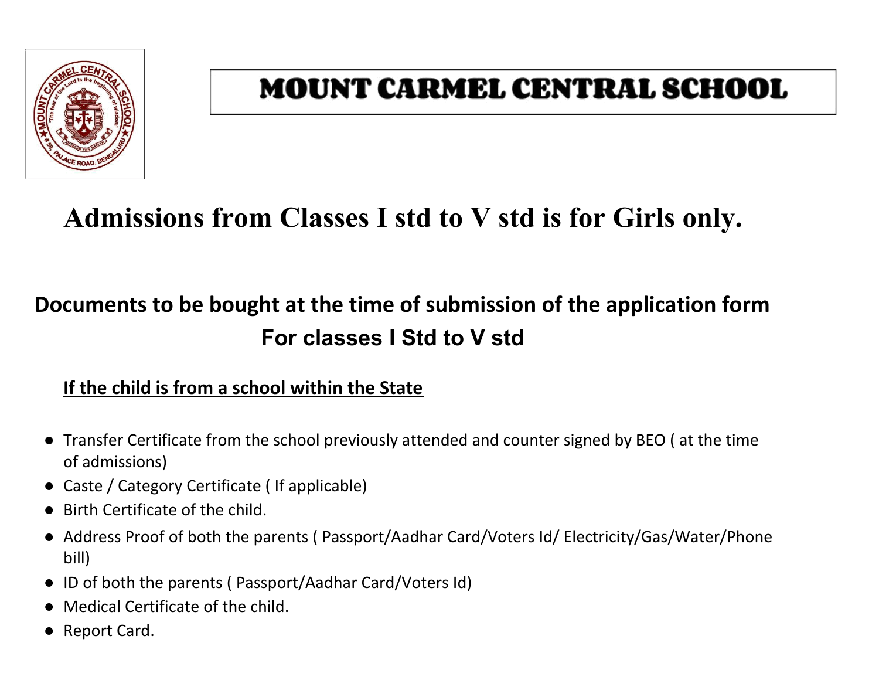# MOUNT CARMEL CENTRAL SCHOOL

## Admissions from Classes I std to V std is for Girls only.

### Documents to be bought at the time of submission of the application form For classes I Std to V std

**<u>If the child is from a school within the State</u>**

- Transfer Certificate from the school previously attended and counter signed by BEO ( at the time of admissions)
- Caste / Category Certificate ( If applicable)
- Birth Certificate of the child.
- Address Proof of both the parents ( Passport/Aadhar Card/Voters Id/ Electricity/Gas/Water/Phone bill)
- ID of both the parents ( Passport/Aadhar Card/Voters Id)
- Medical Certificate of the child.
- Report Card.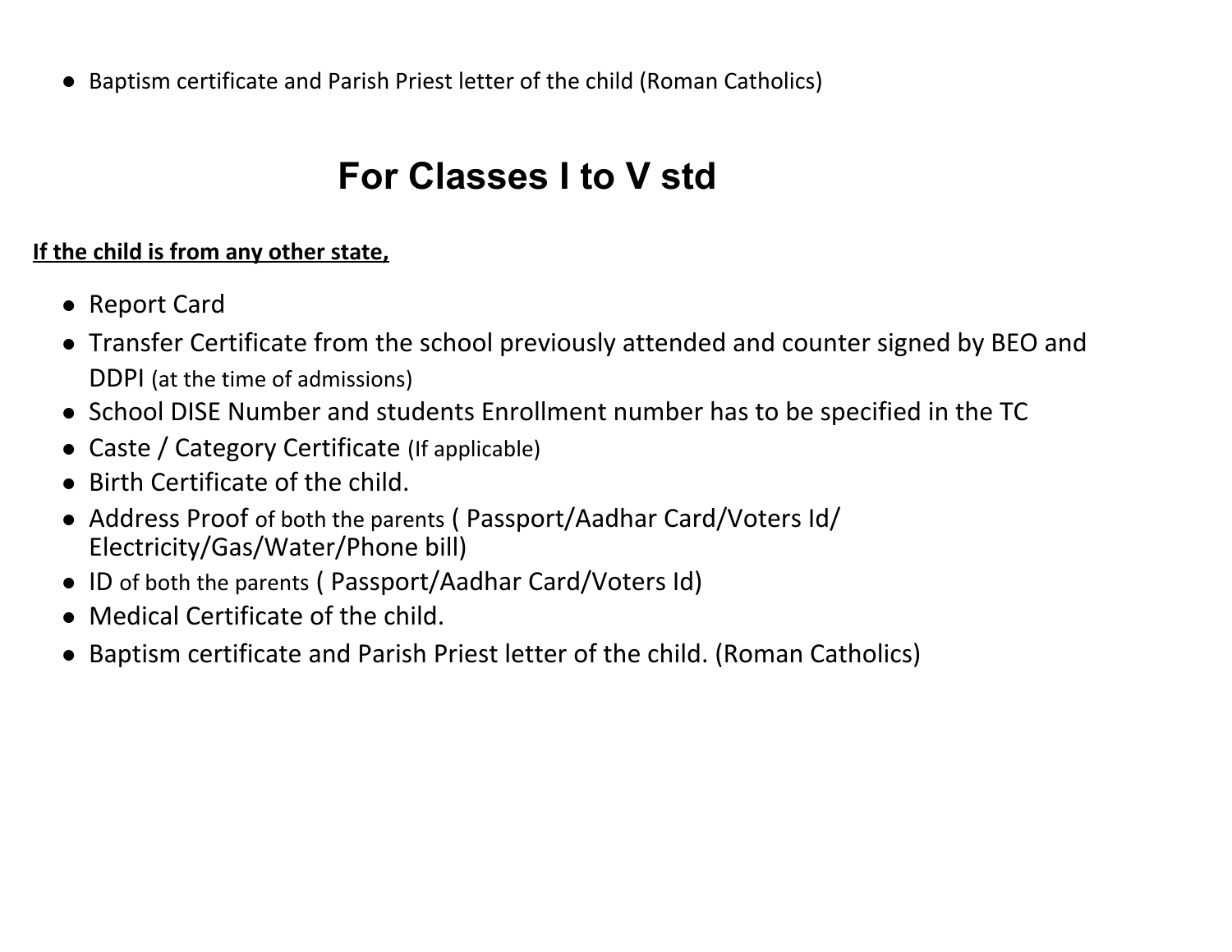- Baptism certificate and Parish Priest letter of the child (Roman Catholics)

# For Classes I to V std

**If the child is from any other state,**

- Report Card
- Transfer Certificate from the school previously attended and counter signed by BEO and DDPI (at the time of admissions)
- School DISE Number and students Enrollment number has to be specified in the TC
- Caste / Category Certificate (If applicable)
- Birth Certificate of the child.
- Address Proof of both the parents ( Passport/Aadhar Card/Voters Id/ Electricity/Gas/Water/Phone bill)
- ID of both the parents ( Passport/Aadhar Card/Voters Id)
- Medical Certificate of the child.
- Baptism certificate and Parish Priest letter of the child. (Roman Catholics)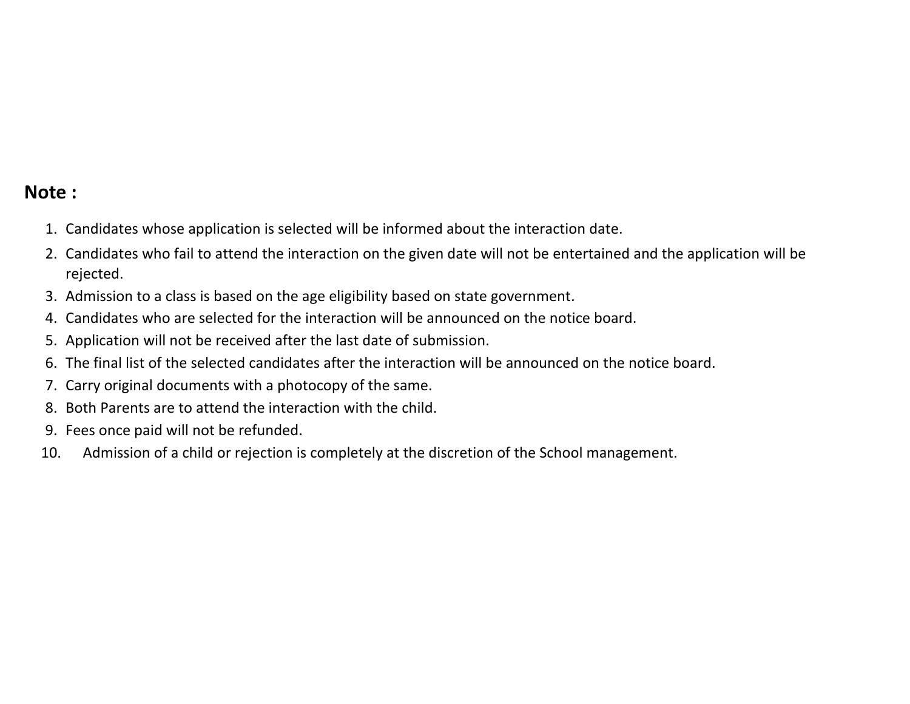**Note :**

1. Candidates whose application is selected will be informed about the interaction date.
2. Candidates who fail to attend the interaction on the given date will not be entertained and the application will be rejected.
3. Admission to a class is based on the age eligibility based on state government.
4. Candidates who are selected for the interaction will be announced on the notice board.
5. Application will not be received after the last date of submission.
6. The final list of the selected candidates after the interaction will be announced on the notice board.
7. Carry original documents with a photocopy of the same.
8. Both Parents are to attend the interaction with the child.
9. Fees once paid will not be refunded.
10. Admission of a child or rejection is completely at the discretion of the School management.